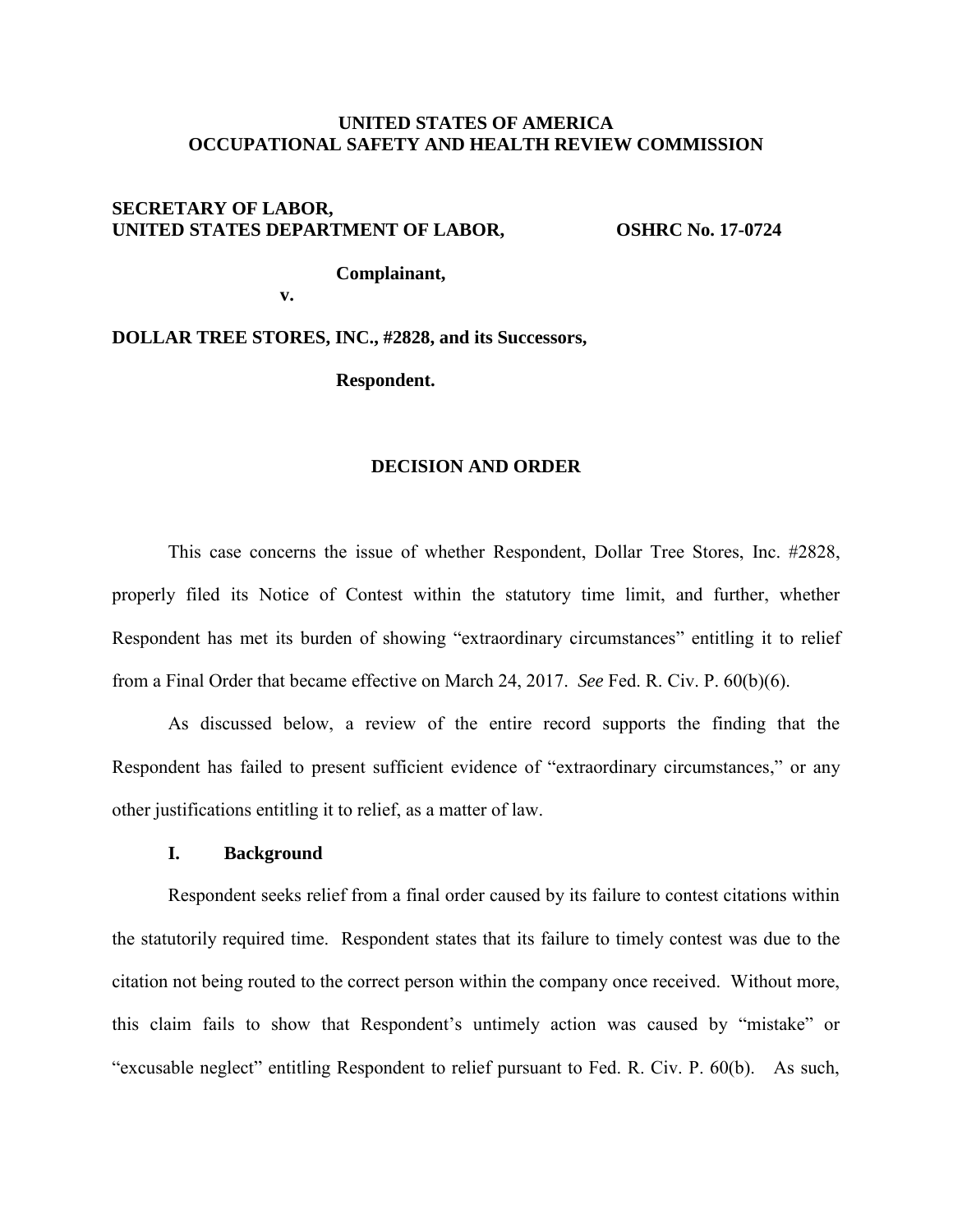**UNITED STATES OF AMERICA**
**OCCUPATIONAL SAFETY AND HEALTH REVIEW COMMISSION**

**SECRETARY OF LABOR,**
**UNITED STATES DEPARTMENT OF LABOR,** **OSHRC No. 17-0724**

**Complainant,**

**v.**

**DOLLAR TREE STORES, INC., #2828, and its Successors,**

**Respondent.**

## DECISION AND ORDER

This case concerns the issue of whether Respondent, Dollar Tree Stores, Inc. #2828, properly filed its Notice of Contest within the statutory time limit, and further, whether Respondent has met its burden of showing "extraordinary circumstances" entitling it to relief from a Final Order that became effective on March 24, 2017. *See* Fed. R. Civ. P. 60(b)(6).

As discussed below, a review of the entire record supports the finding that the Respondent has failed to present sufficient evidence of "extraordinary circumstances," or any other justifications entitling it to relief, as a matter of law.

### I. Background

Respondent seeks relief from a final order caused by its failure to contest citations within the statutorily required time. Respondent states that its failure to timely contest was due to the citation not being routed to the correct person within the company once received. Without more, this claim fails to show that Respondent's untimely action was caused by "mistake" or "excusable neglect" entitling Respondent to relief pursuant to Fed. R. Civ. P. 60(b). As such,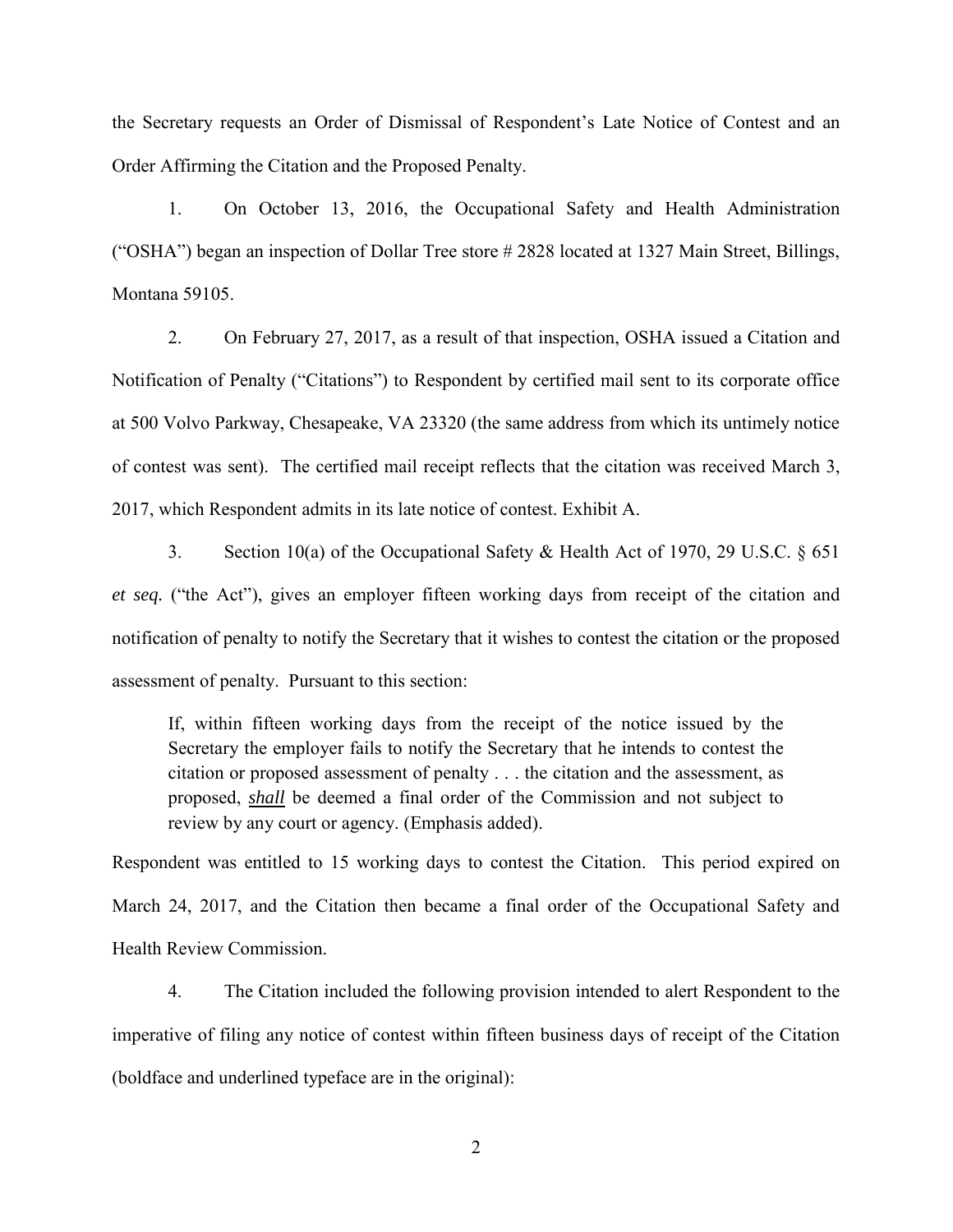the Secretary requests an Order of Dismissal of Respondent's Late Notice of Contest and an Order Affirming the Citation and the Proposed Penalty.

1. On October 13, 2016, the Occupational Safety and Health Administration ("OSHA") began an inspection of Dollar Tree store # 2828 located at 1327 Main Street, Billings, Montana 59105.

2. On February 27, 2017, as a result of that inspection, OSHA issued a Citation and Notification of Penalty ("Citations") to Respondent by certified mail sent to its corporate office at 500 Volvo Parkway, Chesapeake, VA 23320 (the same address from which its untimely notice of contest was sent). The certified mail receipt reflects that the citation was received March 3, 2017, which Respondent admits in its late notice of contest. Exhibit A.

3. Section 10(a) of the Occupational Safety & Health Act of 1970, 29 U.S.C. § 651 *et seq.* ("the Act"), gives an employer fifteen working days from receipt of the citation and notification of penalty to notify the Secretary that it wishes to contest the citation or the proposed assessment of penalty. Pursuant to this section:

> If, within fifteen working days from the receipt of the notice issued by the Secretary the employer fails to notify the Secretary that he intends to contest the citation or proposed assessment of penalty . . . the citation and the assessment, as proposed, ***shall*** be deemed a final order of the Commission and not subject to review by any court or agency. (Emphasis added).

Respondent was entitled to 15 working days to contest the Citation. This period expired on March 24, 2017, and the Citation then became a final order of the Occupational Safety and Health Review Commission.

4. The Citation included the following provision intended to alert Respondent to the imperative of filing any notice of contest within fifteen business days of receipt of the Citation (boldface and underlined typeface are in the original):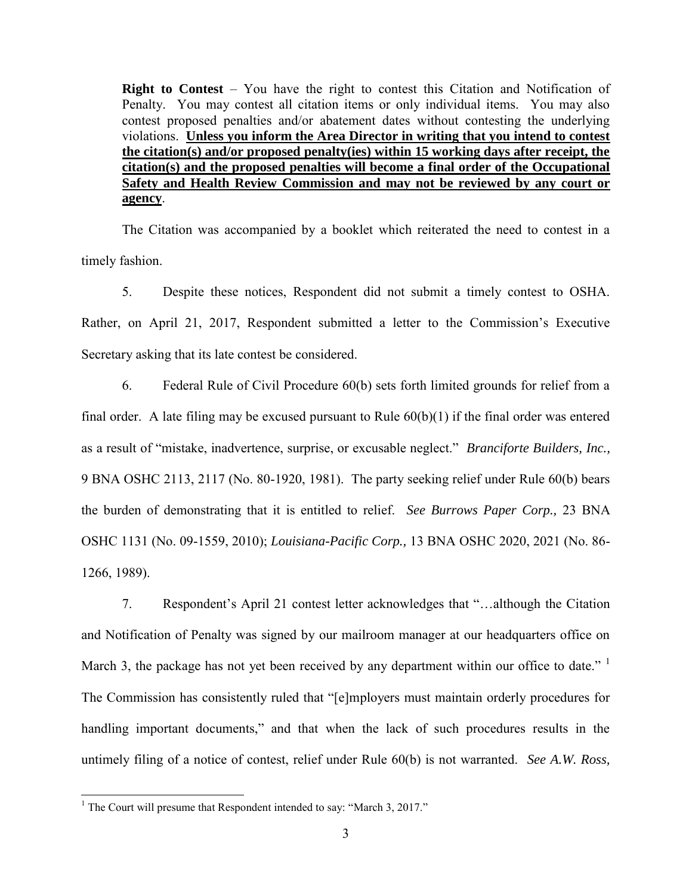**Right to Contest** – You have the right to contest this Citation and Notification of Penalty. You may contest all citation items or only individual items. You may also contest proposed penalties and/or abatement dates without contesting the underlying violations. **Unless you inform the Area Director in writing that you intend to contest the citation(s) and/or proposed penalty(ies) within 15 working days after receipt, the citation(s) and the proposed penalties will become a final order of the Occupational Safety and Health Review Commission and may not be reviewed by any court or agency**.

The Citation was accompanied by a booklet which reiterated the need to contest in a timely fashion.

5. Despite these notices, Respondent did not submit a timely contest to OSHA. Rather, on April 21, 2017, Respondent submitted a letter to the Commission's Executive Secretary asking that its late contest be considered.

6. Federal Rule of Civil Procedure 60(b) sets forth limited grounds for relief from a final order. A late filing may be excused pursuant to Rule 60(b)(1) if the final order was entered as a result of "mistake, inadvertence, surprise, or excusable neglect." *Branciforte Builders, Inc.,* 9 BNA OSHC 2113, 2117 (No. 80-1920, 1981). The party seeking relief under Rule 60(b) bears the burden of demonstrating that it is entitled to relief. *See Burrows Paper Corp.,* 23 BNA OSHC 1131 (No. 09-1559, 2010); *Louisiana-Pacific Corp.,* 13 BNA OSHC 2020, 2021 (No. 86-1266, 1989).

7. Respondent's April 21 contest letter acknowledges that "…although the Citation and Notification of Penalty was signed by our mailroom manager at our headquarters office on March 3, the package has not yet been received by any department within our office to date." [1] The Commission has consistently ruled that "[e]mployers must maintain orderly procedures for handling important documents," and that when the lack of such procedures results in the untimely filing of a notice of contest, relief under Rule 60(b) is not warranted. *See A.W. Ross,*

[1] The Court will presume that Respondent intended to say: "March 3, 2017."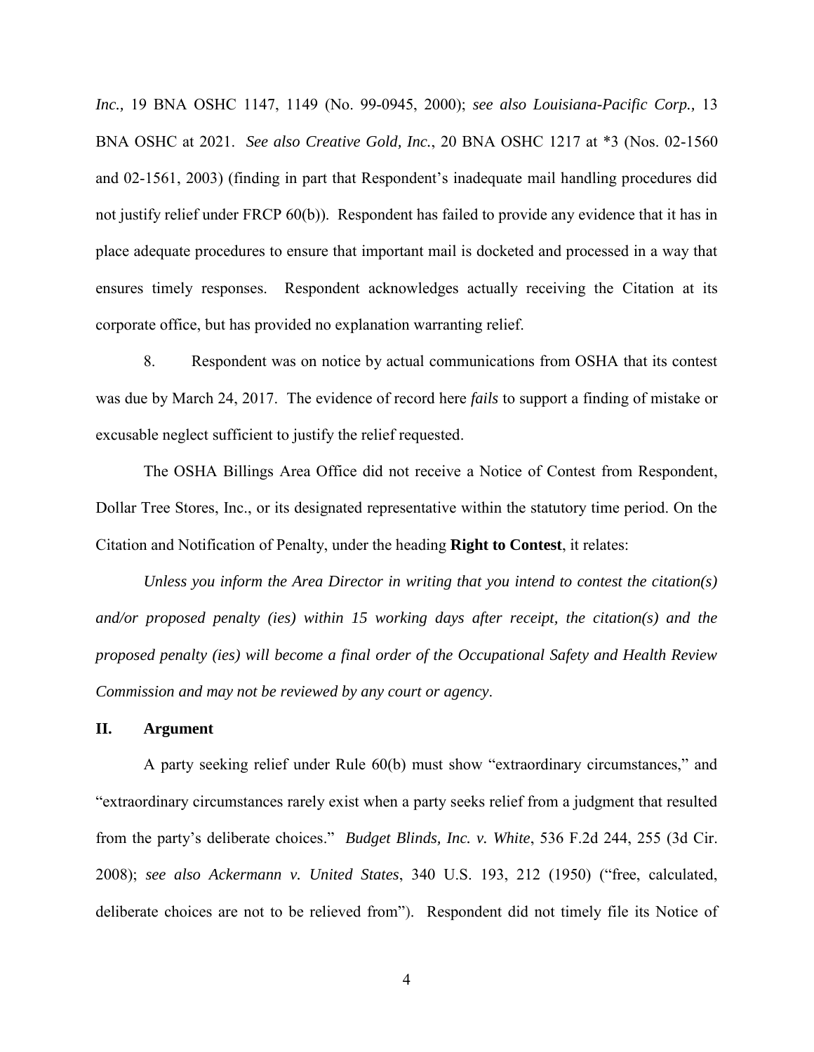*Inc.,* 19 BNA OSHC 1147, 1149 (No. 99-0945, 2000); *see also Louisiana-Pacific Corp.,* 13 BNA OSHC at 2021. *See also Creative Gold, Inc.*, 20 BNA OSHC 1217 at *3 (Nos. 02-1560 and 02-1561, 2003) (finding in part that Respondent's inadequate mail handling procedures did not justify relief under FRCP 60(b)). Respondent has failed to provide any evidence that it has in place adequate procedures to ensure that important mail is docketed and processed in a way that ensures timely responses. Respondent acknowledges actually receiving the Citation at its corporate office, but has provided no explanation warranting relief.

8. Respondent was on notice by actual communications from OSHA that its contest was due by March 24, 2017. The evidence of record here *fails* to support a finding of mistake or excusable neglect sufficient to justify the relief requested.

The OSHA Billings Area Office did not receive a Notice of Contest from Respondent, Dollar Tree Stores, Inc., or its designated representative within the statutory time period. On the Citation and Notification of Penalty, under the heading **Right to Contest**, it relates:

*Unless you inform the Area Director in writing that you intend to contest the citation(s) and/or proposed penalty (ies) within 15 working days after receipt, the citation(s) and the proposed penalty (ies) will become a final order of the Occupational Safety and Health Review Commission and may not be reviewed by any court or agency*.

## II. Argument

A party seeking relief under Rule 60(b) must show "extraordinary circumstances," and "extraordinary circumstances rarely exist when a party seeks relief from a judgment that resulted from the party's deliberate choices." *Budget Blinds, Inc. v. White*, 536 F.2d 244, 255 (3d Cir. 2008); *see also Ackermann v. United States*, 340 U.S. 193, 212 (1950) ("free, calculated, deliberate choices are not to be relieved from"). Respondent did not timely file its Notice of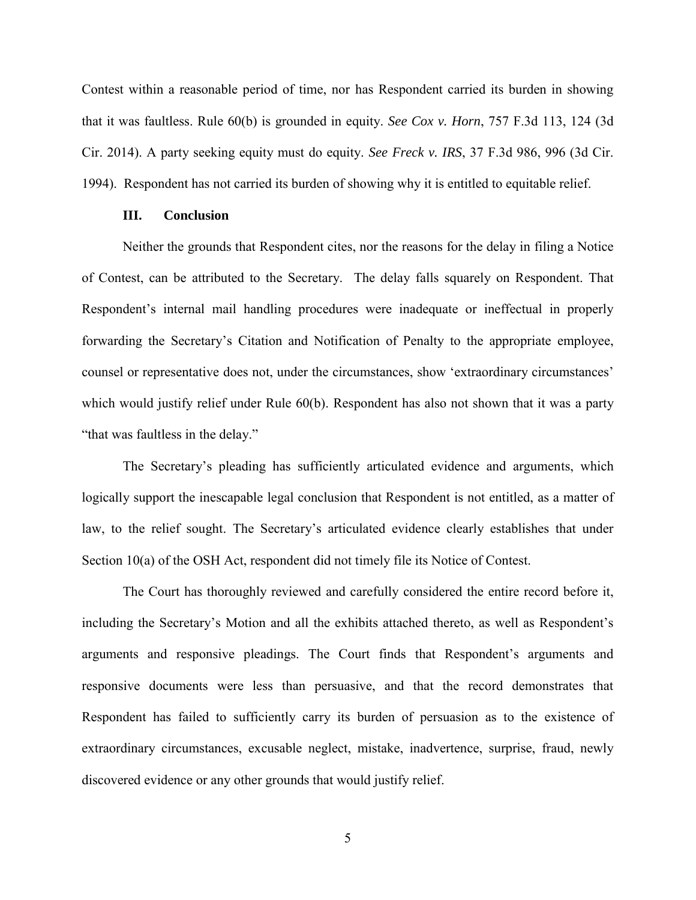Contest within a reasonable period of time, nor has Respondent carried its burden in showing that it was faultless. Rule 60(b) is grounded in equity. *See Cox v. Horn*, 757 F.3d 113, 124 (3d Cir. 2014). A party seeking equity must do equity. *See Freck v. IRS*, 37 F.3d 986, 996 (3d Cir. 1994). Respondent has not carried its burden of showing why it is entitled to equitable relief.

## III. Conclusion

Neither the grounds that Respondent cites, nor the reasons for the delay in filing a Notice of Contest, can be attributed to the Secretary. The delay falls squarely on Respondent. That Respondent's internal mail handling procedures were inadequate or ineffectual in properly forwarding the Secretary's Citation and Notification of Penalty to the appropriate employee, counsel or representative does not, under the circumstances, show 'extraordinary circumstances' which would justify relief under Rule 60(b). Respondent has also not shown that it was a party "that was faultless in the delay."

The Secretary's pleading has sufficiently articulated evidence and arguments, which logically support the inescapable legal conclusion that Respondent is not entitled, as a matter of law, to the relief sought. The Secretary's articulated evidence clearly establishes that under Section 10(a) of the OSH Act, respondent did not timely file its Notice of Contest.

The Court has thoroughly reviewed and carefully considered the entire record before it, including the Secretary's Motion and all the exhibits attached thereto, as well as Respondent's arguments and responsive pleadings. The Court finds that Respondent's arguments and responsive documents were less than persuasive, and that the record demonstrates that Respondent has failed to sufficiently carry its burden of persuasion as to the existence of extraordinary circumstances, excusable neglect, mistake, inadvertence, surprise, fraud, newly discovered evidence or any other grounds that would justify relief.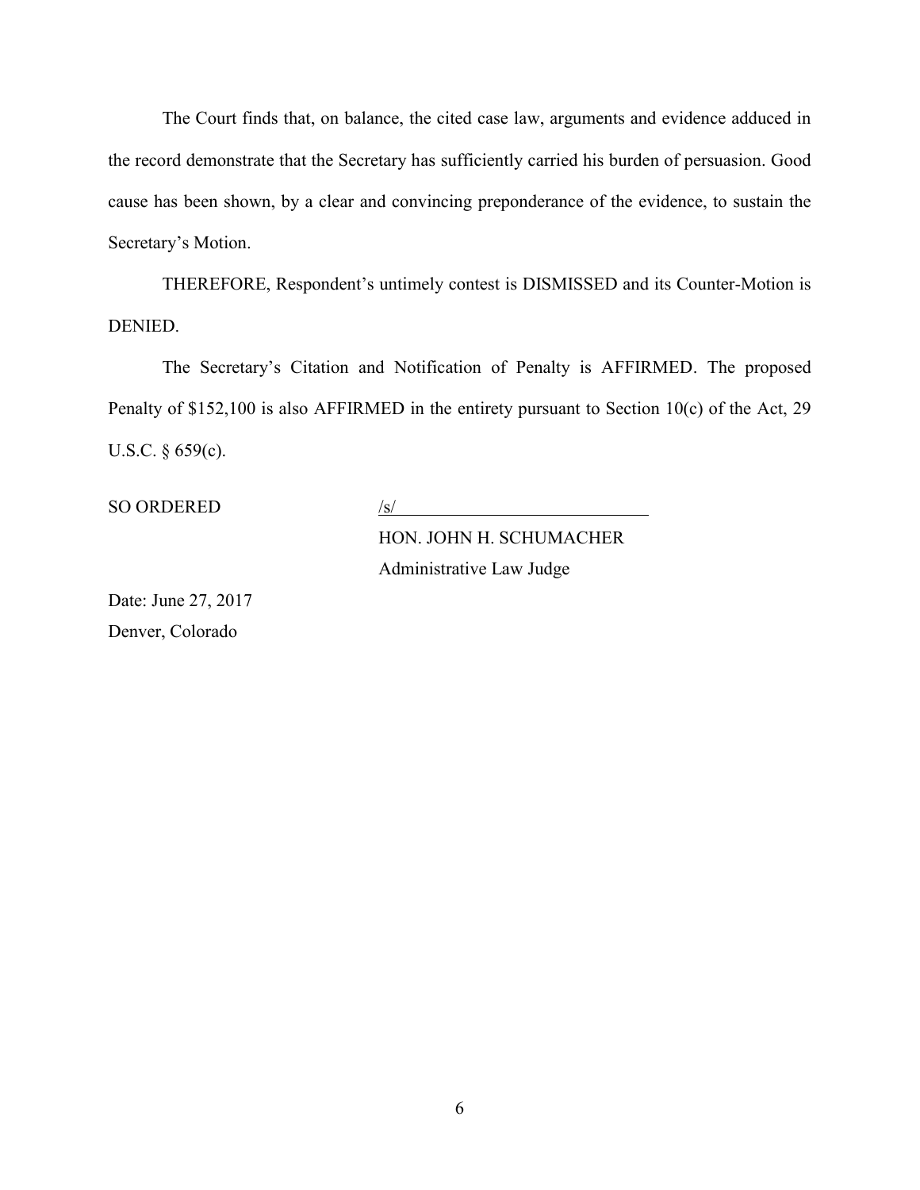The Court finds that, on balance, the cited case law, arguments and evidence adduced in the record demonstrate that the Secretary has sufficiently carried his burden of persuasion. Good cause has been shown, by a clear and convincing preponderance of the evidence, to sustain the Secretary's Motion.

THEREFORE, Respondent's untimely contest is DISMISSED and its Counter-Motion is DENIED.

The Secretary's Citation and Notification of Penalty is AFFIRMED. The proposed Penalty of $152,100 is also AFFIRMED in the entirety pursuant to Section 10(c) of the Act, 29 U.S.C. § 659(c).

SO ORDERED

/s/

HON. JOHN H. SCHUMACHER
Administrative Law Judge

Date: June 27, 2017
Denver, Colorado